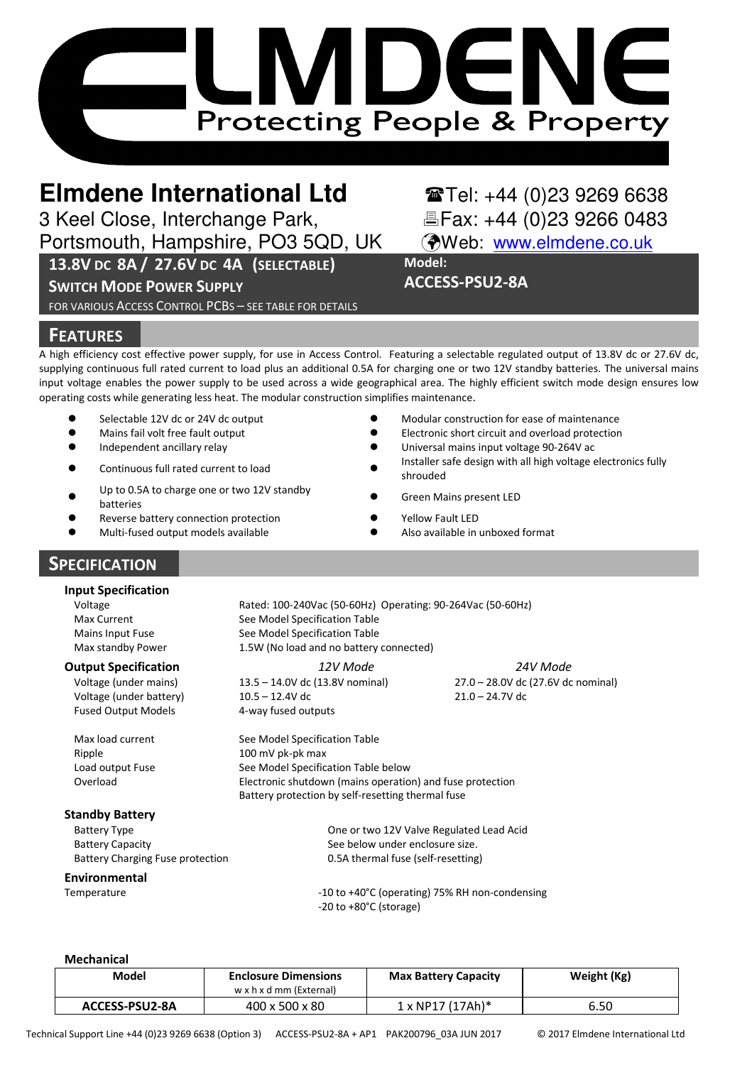# ELMDENE

Protecting People & Property

**Elmdene International Ltd**

3 Keel Close, Interchange Park,
Portsmouth, Hampshire, PO3 5QD, UK

Tel: +44 (0)23 9269 6638
Fax: +44 (0)23 9266 0483
Web: www.elmdene.co.uk

**13.8V DC 8A / 27.6V DC 4A (SELECTABLE)**
**SWITCH MODE POWER SUPPLY**
FOR VARIOUS ACCESS CONTROL PCBS – SEE TABLE FOR DETAILS

**Model:**
**ACCESS-PSU2-8A**

## FEATURES

A high efficiency cost effective power supply, for use in Access Control. Featuring a selectable regulated output of 13.8V dc or 27.6V dc, supplying continuous full rated current to load plus an additional 0.5A for charging one or two 12V standby batteries. The universal mains input voltage enables the power supply to be used across a wide geographical area. The highly efficient switch mode design ensures low operating costs while generating less heat. The modular construction simplifies maintenance.

- Selectable 12V dc or 24V dc output
- Mains fail volt free fault output
- Independent ancillary relay
- Continuous full rated current to load
- Up to 0.5A to charge one or two 12V standby batteries
- Reverse battery connection protection
- Multi-fused output models available
- Modular construction for ease of maintenance
- Electronic short circuit and overload protection
- Universal mains input voltage 90-264V ac
- Installer safe design with all high voltage electronics fully shrouded
- Green Mains present LED
- Yellow Fault LED
- Also available in unboxed format

## SPECIFICATION

### Input Specification

| | |
|---|---|
| Voltage | Rated: 100-240Vac (50-60Hz) Operating: 90-264Vac (50-60Hz) |
| Max Current | See Model Specification Table |
| Mains Input Fuse | See Model Specification Table |
| Max standby Power | 1.5W (No load and no battery connected) |

### Output Specification

| | *12V Mode* | *24V Mode* |
|---|---|---|
| Voltage (under mains) | 13.5 – 14.0V dc (13.8V nominal) | 27.0 – 28.0V dc (27.6V dc nominal) |
| Voltage (under battery) | 10.5 – 12.4V dc | 21.0 – 24.7V dc |
| Fused Output Models | 4-way fused outputs | |
| Max load current | See Model Specification Table | |
| Ripple | 100 mV pk-pk max | |
| Load output Fuse | See Model Specification Table below | |
| Overload | Electronic shutdown (mains operation) and fuse protection<br>Battery protection by self-resetting thermal fuse | |

### Standby Battery

| | |
|---|---|
| Battery Type | One or two 12V Valve Regulated Lead Acid |
| Battery Capacity | See below under enclosure size. |
| Battery Charging Fuse protection | 0.5A thermal fuse (self-resetting) |

### Environmental

| | |
|---|---|
| Temperature | -10 to +40°C (operating) 75% RH non-condensing<br>-20 to +80°C (storage) |

### Mechanical

| Model | Enclosure Dimensions<br>w x h x d mm (External) | Max Battery Capacity | Weight (Kg) |
|---|---|---|---|
| ACCESS-PSU2-8A | 400 x 500 x 80 | 1 x NP17 (17Ah)* | 6.50 |

Technical Support Line +44 (0)23 9269 6638 (Option 3) ACCESS-PSU2-8A + AP1 PAK200796_03A JUN 2017 © 2017 Elmdene International Ltd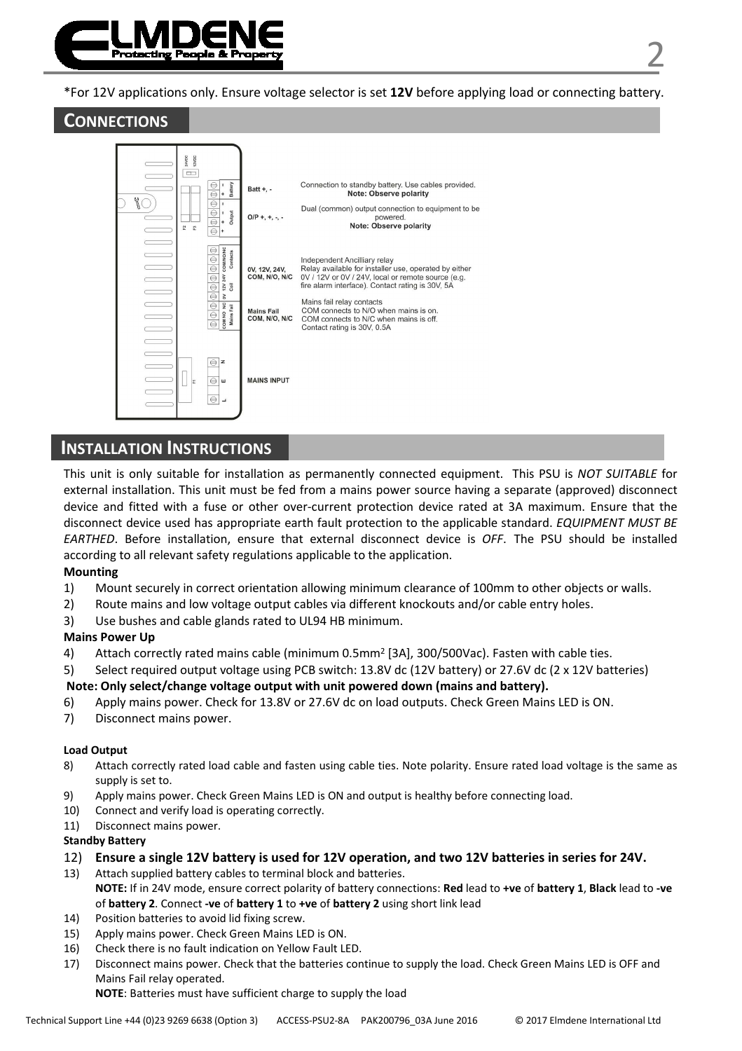*For 12V applications only. Ensure voltage selector is set **12V** before applying load or connecting battery.

## CONNECTIONS

| Terminal | Description |
| --- | --- |
| Batt +, - | Connection to standby battery. Use cables provided. **Note: Observe polarity** |
| O/P +, +, -, - | Dual (common) output connection to equipment to be powered. **Note: Observe polarity** |
| 0V, 12V, 24V, COM, N/O, N/C | Independent Ancilliary relay. Relay available for installer use, operated by either 0V / 12V or 0V / 24V, local or remote source (e.g. fire alarm interface). Contact rating is 30V, 5A |
| Mains Fail COM, N/O, N/C | Mains fail relay contacts. COM connects to N/O when mains is on. COM connects to N/C when mains is off. Contact rating is 30V, 0.5A |
| MAINS INPUT | |

## INSTALLATION INSTRUCTIONS

This unit is only suitable for installation as permanently connected equipment. This PSU is *NOT SUITABLE* for external installation. This unit must be fed from a mains power source having a separate (approved) disconnect device and fitted with a fuse or other over-current protection device rated at 3A maximum. Ensure that the disconnect device used has appropriate earth fault protection to the applicable standard. *EQUIPMENT MUST BE EARTHED*. Before installation, ensure that external disconnect device is *OFF*. The PSU should be installed according to all relevant safety regulations applicable to the application.

**Mounting**

1) Mount securely in correct orientation allowing minimum clearance of 100mm to other objects or walls.
2) Route mains and low voltage output cables via different knockouts and/or cable entry holes.
3) Use bushes and cable glands rated to UL94 HB minimum.

**Mains Power Up**

4) Attach correctly rated mains cable (minimum 0.5mm² [3A], 300/500Vac). Fasten with cable ties.
5) Select required output voltage using PCB switch: 13.8V dc (12V battery) or 27.6V dc (2 x 12V batteries)

**Note: Only select/change voltage output with unit powered down (mains and battery).**

6) Apply mains power. Check for 13.8V or 27.6V dc on load outputs. Check Green Mains LED is ON.
7) Disconnect mains power.

**Load Output**

8) Attach correctly rated load cable and fasten using cable ties. Note polarity. Ensure rated load voltage is the same as supply is set to.
9) Apply mains power. Check Green Mains LED is ON and output is healthy before connecting load.
10) Connect and verify load is operating correctly.
11) Disconnect mains power.

**Standby Battery**

12) **Ensure a single 12V battery is used for 12V operation, and two 12V batteries in series for 24V.**
13) Attach supplied battery cables to terminal block and batteries.
    **NOTE:** If in 24V mode, ensure correct polarity of battery connections: **Red** lead to **+ve** of **battery 1**, **Black** lead to **-ve** of **battery 2**. Connect **-ve** of **battery 1** to **+ve** of **battery 2** using short link lead
14) Position batteries to avoid lid fixing screw.
15) Apply mains power. Check Green Mains LED is ON.
16) Check there is no fault indication on Yellow Fault LED.
17) Disconnect mains power. Check that the batteries continue to supply the load. Check Green Mains LED is OFF and Mains Fail relay operated.
    **NOTE**: Batteries must have sufficient charge to supply the load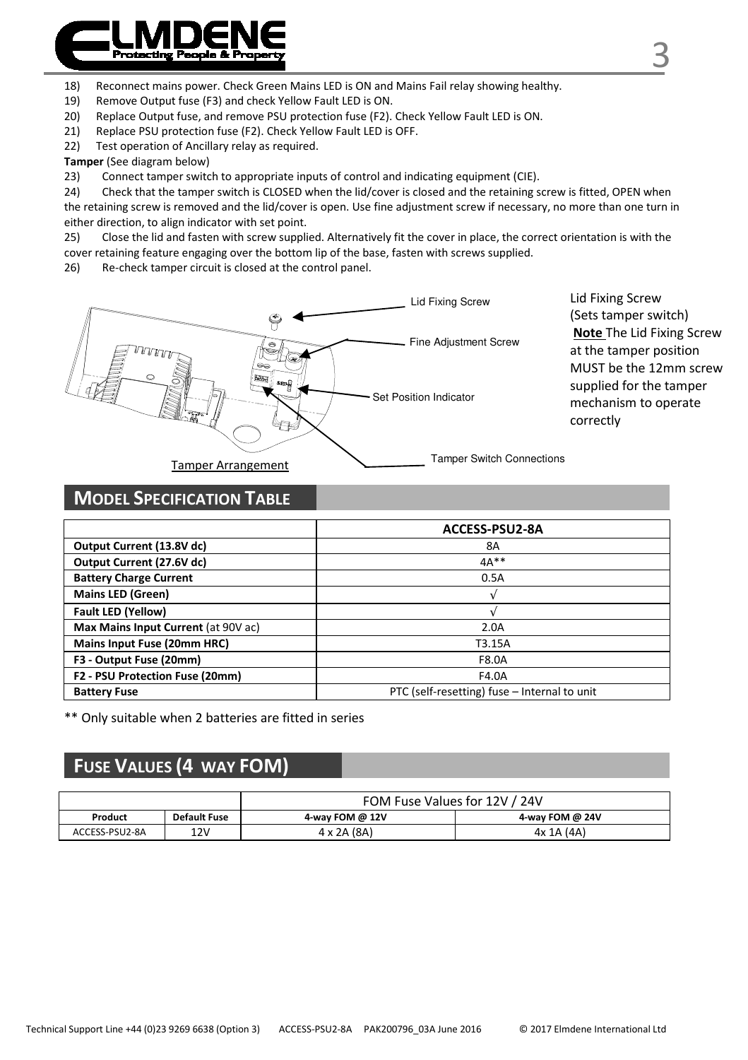18) Reconnect mains power. Check Green Mains LED is ON and Mains Fail relay showing healthy.
19) Remove Output fuse (F3) and check Yellow Fault LED is ON.
20) Replace Output fuse, and remove PSU protection fuse (F2). Check Yellow Fault LED is ON.
21) Replace PSU protection fuse (F2). Check Yellow Fault LED is OFF.
22) Test operation of Ancillary relay as required.

**Tamper** (See diagram below)

23) Connect tamper switch to appropriate inputs of control and indicating equipment (CIE).
24) Check that the tamper switch is CLOSED when the lid/cover is closed and the retaining screw is fitted, OPEN when the retaining screw is removed and the lid/cover is open. Use fine adjustment screw if necessary, no more than one turn in either direction, to align indicator with set point.
25) Close the lid and fasten with screw supplied. Alternatively fit the cover in place, the correct orientation is with the cover retaining feature engaging over the bottom lip of the base, fasten with screws supplied.
26) Re-check tamper circuit is closed at the control panel.

Lid Fixing Screw

Fine Adjustment Screw

Set Position Indicator

Tamper Switch Connections

Tamper Arrangement

Lid Fixing Screw (Sets tamper switch)
**Note** The Lid Fixing Screw at the tamper position MUST be the 12mm screw supplied for the tamper mechanism to operate correctly

## MODEL SPECIFICATION TABLE

| | ACCESS-PSU2-8A |
|---|---|
| **Output Current (13.8V dc)** | 8A |
| **Output Current (27.6V dc)** | 4A** |
| **Battery Charge Current** | 0.5A |
| **Mains LED (Green)** | √ |
| **Fault LED (Yellow)** | √ |
| **Max Mains Input Current** (at 90V ac) | 2.0A |
| **Mains Input Fuse (20mm HRC)** | T3.15A |
| **F3 - Output Fuse (20mm)** | F8.0A |
| **F2 - PSU Protection Fuse (20mm)** | F4.0A |
| **Battery Fuse** | PTC (self-resetting) fuse – Internal to unit |

** Only suitable when 2 batteries are fitted in series

## FUSE VALUES (4 WAY FOM)

| | | FOM Fuse Values for 12V / 24V | |
|---|---|---|---|
| **Product** | **Default Fuse** | **4-way FOM @ 12V** | **4-way FOM @ 24V** |
| ACCESS-PSU2-8A | 12V | 4 x 2A (8A) | 4x 1A (4A) |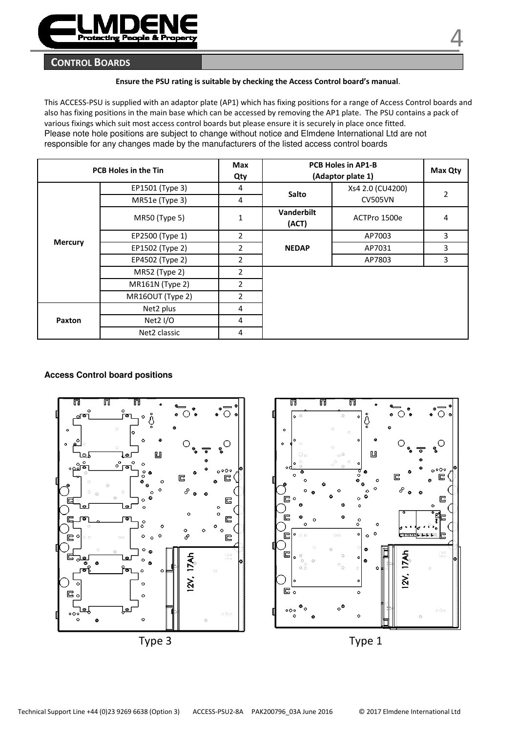## CONTROL BOARDS

**Ensure the PSU rating is suitable by checking the Access Control board's manual**.

This ACCESS-PSU is supplied with an adaptor plate (AP1) which has fixing positions for a range of Access Control boards and also has fixing positions in the main base which can be accessed by removing the AP1 plate. The PSU contains a pack of various fixings which suit most access control boards but please ensure it is securely in place once fitted.
Please note hole positions are subject to change without notice and Elmdene International Ltd are not responsible for any changes made by the manufacturers of the listed access control boards

| PCB Holes in the Tin | | Max Qty | PCB Holes in AP1-B (Adaptor plate 1) | | Max Qty |
|---|---|---|---|---|---|
| Mercury | EP1501 (Type 3) | 4 | Salto | Xs4 2.0 (CU4200) CV505VN | 2 |
| | MR51e (Type 3) | 4 | | | |
| | MR50 (Type 5) | 1 | Vanderbilt (ACT) | ACTPro 1500e | 4 |
| | EP2500 (Type 1) | 2 | NEDAP | AP7003 | 3 |
| | EP1502 (Type 2) | 2 | | AP7031 | 3 |
| | EP4502 (Type 2) | 2 | | AP7803 | 3 |
| | MR52 (Type 2) | 2 | | | |
| | MR161N (Type 2) | 2 | | | |
| | MR16OUT (Type 2) | 2 | | | |
| Paxton | Net2 plus | 4 | | | |
| | Net2 I/O | 4 | | | |
| | Net2 classic | 4 | | | |

**Access Control board positions**

Type 3

Type 1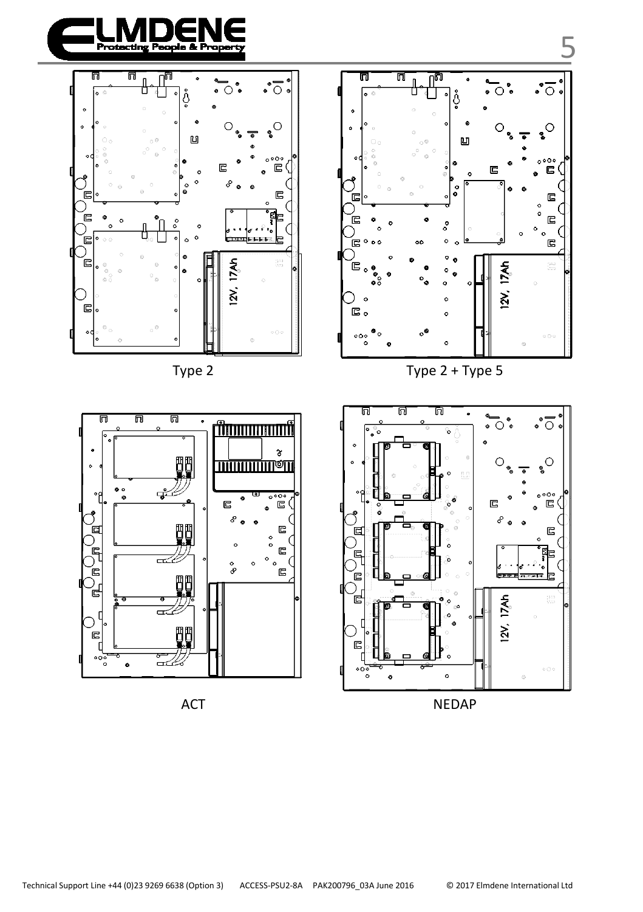Type 2

Type 2 + Type 5

ACT

NEDAP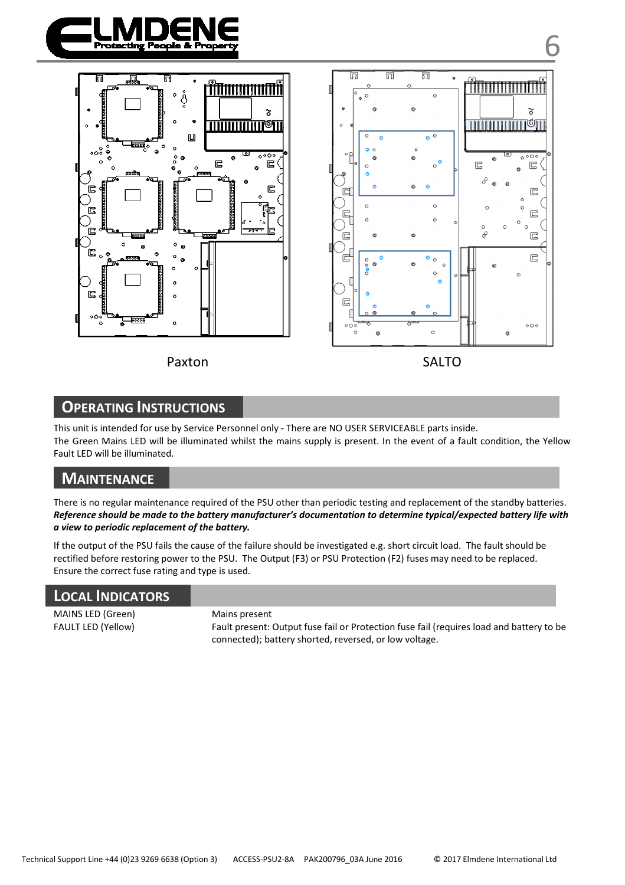Paxton

SALTO

## OPERATING INSTRUCTIONS

This unit is intended for use by Service Personnel only - There are NO USER SERVICEABLE parts inside.
The Green Mains LED will be illuminated whilst the mains supply is present. In the event of a fault condition, the Yellow Fault LED will be illuminated.

## MAINTENANCE

There is no regular maintenance required of the PSU other than periodic testing and replacement of the standby batteries. ***Reference should be made to the battery manufacturer's documentation to determine typical/expected battery life with a view to periodic replacement of the battery.***

If the output of the PSU fails the cause of the failure should be investigated e.g. short circuit load. The fault should be rectified before restoring power to the PSU. The Output (F3) or PSU Protection (F2) fuses may need to be replaced. Ensure the correct fuse rating and type is used.

## LOCAL INDICATORS

| | |
|---|---|
| MAINS LED (Green) | Mains present |
| FAULT LED (Yellow) | Fault present: Output fuse fail or Protection fuse fail (requires load and battery to be connected); battery shorted, reversed, or low voltage. |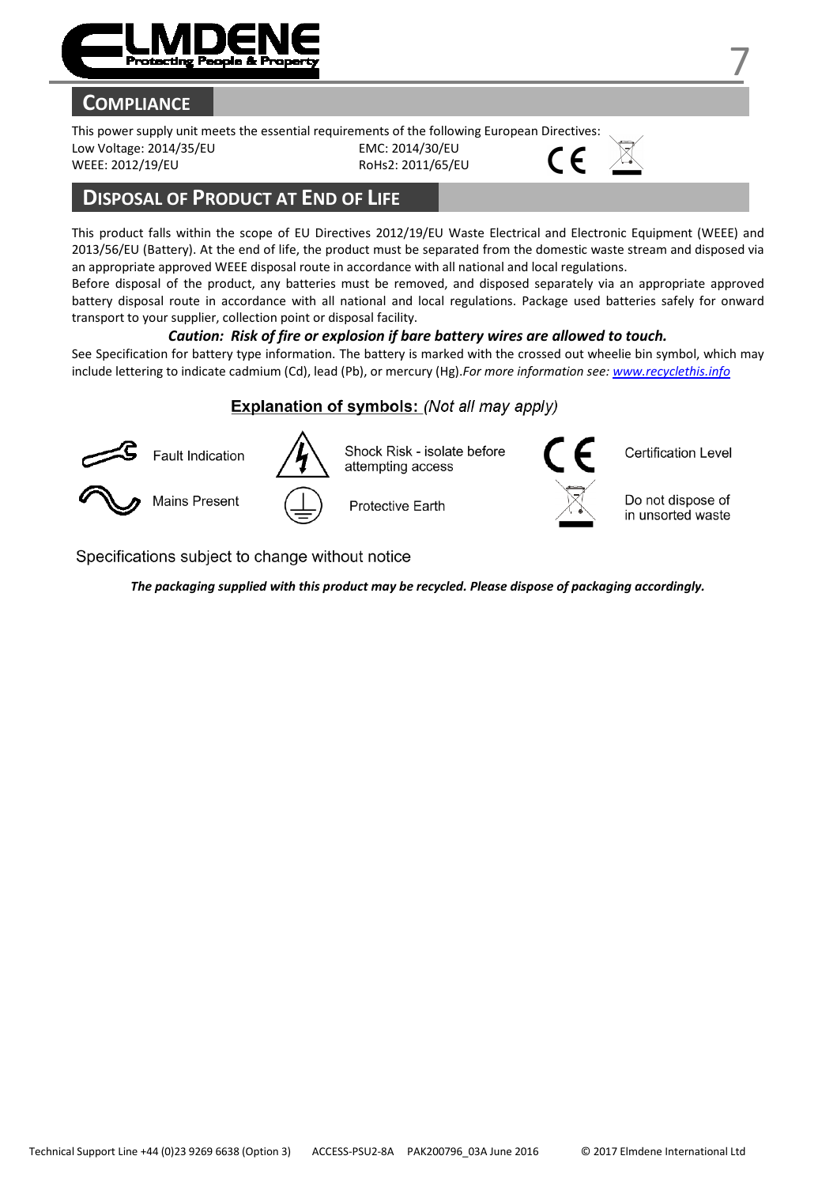## COMPLIANCE

This power supply unit meets the essential requirements of the following European Directives:

| | |
|---|---|
| Low Voltage: 2014/35/EU | EMC: 2014/30/EU |
| WEEE: 2012/19/EU | RoHs2: 2011/65/EU |

## DISPOSAL OF PRODUCT AT END OF LIFE

This product falls within the scope of EU Directives 2012/19/EU Waste Electrical and Electronic Equipment (WEEE) and 2013/56/EU (Battery). At the end of life, the product must be separated from the domestic waste stream and disposed via an appropriate approved WEEE disposal route in accordance with all national and local regulations.

Before disposal of the product, any batteries must be removed, and disposed separately via an appropriate approved battery disposal route in accordance with all national and local regulations. Package used batteries safely for onward transport to your supplier, collection point or disposal facility.

***Caution: Risk of fire or explosion if bare battery wires are allowed to touch.***

See Specification for battery type information. The battery is marked with the crossed out wheelie bin symbol, which may include lettering to indicate cadmium (Cd), lead (Pb), or mercury (Hg).*For more information see: www.recyclethis.info*

**Explanation of symbols:** *(Not all may apply)*

| | |
|---|---|
| Fault Indication | Mains Present |
| Shock Risk - isolate before attempting access | Protective Earth |
| Certification Level | Do not dispose of in unsorted waste |

Specifications subject to change without notice

***The packaging supplied with this product may be recycled. Please dispose of packaging accordingly.***

Technical Support Line +44 (0)23 9269 6638 (Option 3) ACCESS-PSU2-8A PAK200796_03A June 2016 © 2017 Elmdene International Ltd